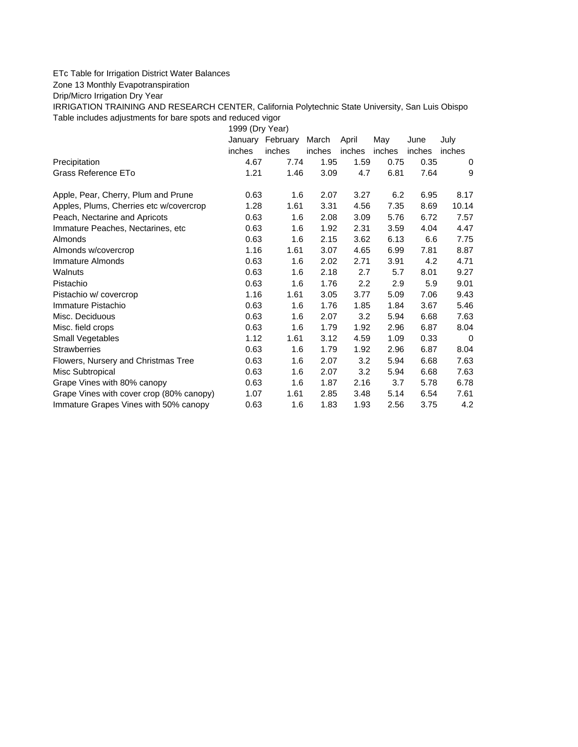ETc Table for Irrigation District Water Balances

Zone 13 Monthly Evapotranspiration

Drip/Micro Irrigation Dry Year

IRRIGATION TRAINING AND RESEARCH CENTER, California Polytechnic State University, San Luis Obispo

Table includes adjustments for bare spots and reduced vigor

| | 1999 (Dry Year) | | | | | | |
|---|---|---|---|---|---|---|---|
| | January | February | March | April | May | June | July |
| | inches | inches | inches | inches | inches | inches | inches |
| Precipitation | 4.67 | 7.74 | 1.95 | 1.59 | 0.75 | 0.35 | 0 |
| Grass Reference ETo | 1.21 | 1.46 | 3.09 | 4.7 | 6.81 | 7.64 | 9 |
| | | | | | | | |
| Apple, Pear, Cherry, Plum and Prune | 0.63 | 1.6 | 2.07 | 3.27 | 6.2 | 6.95 | 8.17 |
| Apples, Plums, Cherries etc w/covercrop | 1.28 | 1.61 | 3.31 | 4.56 | 7.35 | 8.69 | 10.14 |
| Peach, Nectarine and Apricots | 0.63 | 1.6 | 2.08 | 3.09 | 5.76 | 6.72 | 7.57 |
| Immature Peaches, Nectarines, etc | 0.63 | 1.6 | 1.92 | 2.31 | 3.59 | 4.04 | 4.47 |
| Almonds | 0.63 | 1.6 | 2.15 | 3.62 | 6.13 | 6.6 | 7.75 |
| Almonds w/covercrop | 1.16 | 1.61 | 3.07 | 4.65 | 6.99 | 7.81 | 8.87 |
| Immature Almonds | 0.63 | 1.6 | 2.02 | 2.71 | 3.91 | 4.2 | 4.71 |
| Walnuts | 0.63 | 1.6 | 2.18 | 2.7 | 5.7 | 8.01 | 9.27 |
| Pistachio | 0.63 | 1.6 | 1.76 | 2.2 | 2.9 | 5.9 | 9.01 |
| Pistachio w/ covercrop | 1.16 | 1.61 | 3.05 | 3.77 | 5.09 | 7.06 | 9.43 |
| Immature Pistachio | 0.63 | 1.6 | 1.76 | 1.85 | 1.84 | 3.67 | 5.46 |
| Misc. Deciduous | 0.63 | 1.6 | 2.07 | 3.2 | 5.94 | 6.68 | 7.63 |
| Misc. field crops | 0.63 | 1.6 | 1.79 | 1.92 | 2.96 | 6.87 | 8.04 |
| Small Vegetables | 1.12 | 1.61 | 3.12 | 4.59 | 1.09 | 0.33 | 0 |
| Strawberries | 0.63 | 1.6 | 1.79 | 1.92 | 2.96 | 6.87 | 8.04 |
| Flowers, Nursery and Christmas Tree | 0.63 | 1.6 | 2.07 | 3.2 | 5.94 | 6.68 | 7.63 |
| Misc Subtropical | 0.63 | 1.6 | 2.07 | 3.2 | 5.94 | 6.68 | 7.63 |
| Grape Vines with 80% canopy | 0.63 | 1.6 | 1.87 | 2.16 | 3.7 | 5.78 | 6.78 |
| Grape Vines with cover crop (80% canopy) | 1.07 | 1.61 | 2.85 | 3.48 | 5.14 | 6.54 | 7.61 |
| Immature Grapes Vines with 50% canopy | 0.63 | 1.6 | 1.83 | 1.93 | 2.56 | 3.75 | 4.2 |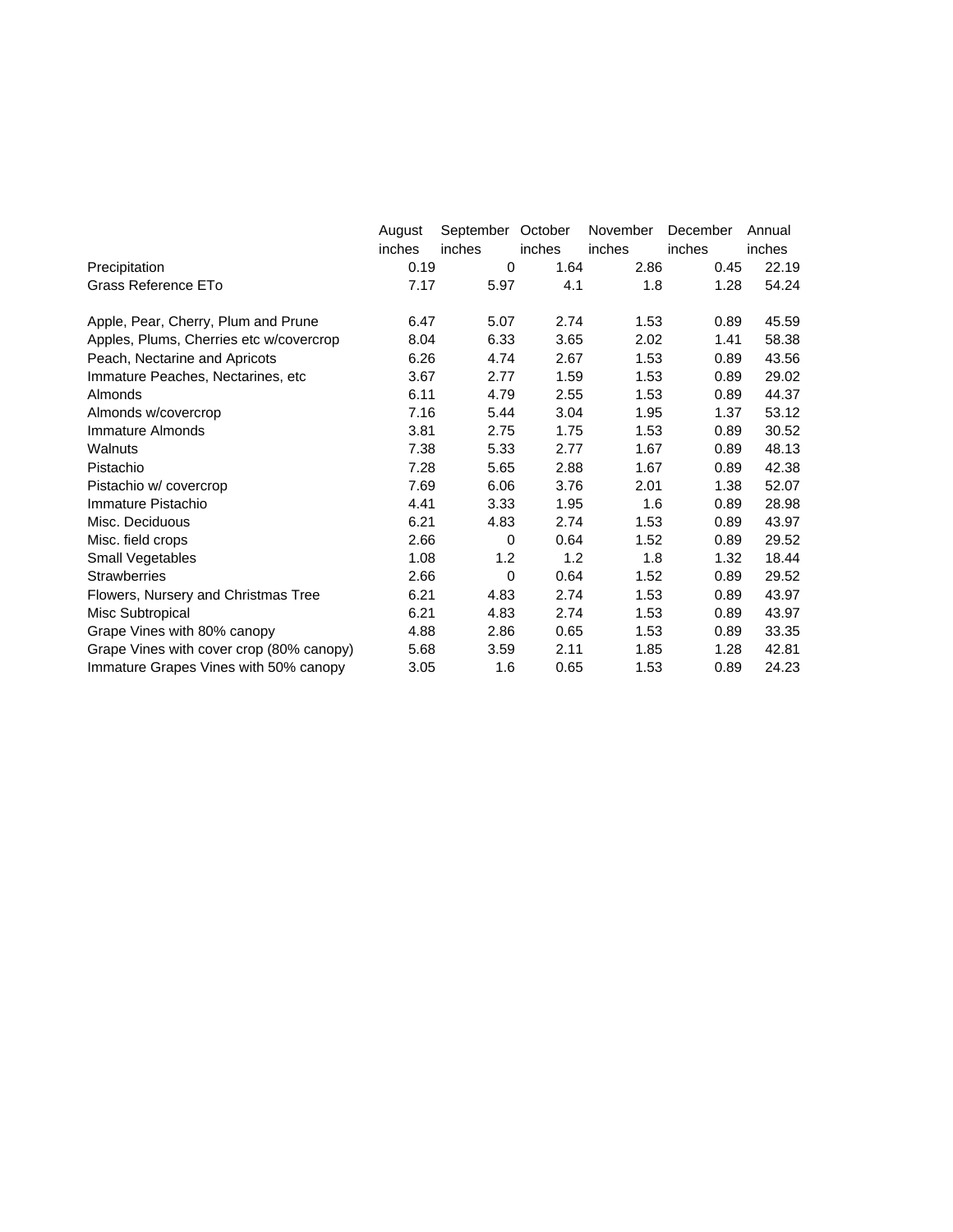| | August inches | September inches | October inches | November inches | December inches | Annual inches |
|---|---|---|---|---|---|---|
| Precipitation | 0.19 | 0 | 1.64 | 2.86 | 0.45 | 22.19 |
| Grass Reference ETo | 7.17 | 5.97 | 4.1 | 1.8 | 1.28 | 54.24 |
| | | | | | | |
| Apple, Pear, Cherry, Plum and Prune | 6.47 | 5.07 | 2.74 | 1.53 | 0.89 | 45.59 |
| Apples, Plums, Cherries etc w/covercrop | 8.04 | 6.33 | 3.65 | 2.02 | 1.41 | 58.38 |
| Peach, Nectarine and Apricots | 6.26 | 4.74 | 2.67 | 1.53 | 0.89 | 43.56 |
| Immature Peaches, Nectarines, etc | 3.67 | 2.77 | 1.59 | 1.53 | 0.89 | 29.02 |
| Almonds | 6.11 | 4.79 | 2.55 | 1.53 | 0.89 | 44.37 |
| Almonds w/covercrop | 7.16 | 5.44 | 3.04 | 1.95 | 1.37 | 53.12 |
| Immature Almonds | 3.81 | 2.75 | 1.75 | 1.53 | 0.89 | 30.52 |
| Walnuts | 7.38 | 5.33 | 2.77 | 1.67 | 0.89 | 48.13 |
| Pistachio | 7.28 | 5.65 | 2.88 | 1.67 | 0.89 | 42.38 |
| Pistachio w/ covercrop | 7.69 | 6.06 | 3.76 | 2.01 | 1.38 | 52.07 |
| Immature Pistachio | 4.41 | 3.33 | 1.95 | 1.6 | 0.89 | 28.98 |
| Misc. Deciduous | 6.21 | 4.83 | 2.74 | 1.53 | 0.89 | 43.97 |
| Misc. field crops | 2.66 | 0 | 0.64 | 1.52 | 0.89 | 29.52 |
| Small Vegetables | 1.08 | 1.2 | 1.2 | 1.8 | 1.32 | 18.44 |
| Strawberries | 2.66 | 0 | 0.64 | 1.52 | 0.89 | 29.52 |
| Flowers, Nursery and Christmas Tree | 6.21 | 4.83 | 2.74 | 1.53 | 0.89 | 43.97 |
| Misc Subtropical | 6.21 | 4.83 | 2.74 | 1.53 | 0.89 | 43.97 |
| Grape Vines with 80% canopy | 4.88 | 2.86 | 0.65 | 1.53 | 0.89 | 33.35 |
| Grape Vines with cover crop (80% canopy) | 5.68 | 3.59 | 2.11 | 1.85 | 1.28 | 42.81 |
| Immature Grapes Vines with 50% canopy | 3.05 | 1.6 | 0.65 | 1.53 | 0.89 | 24.23 |